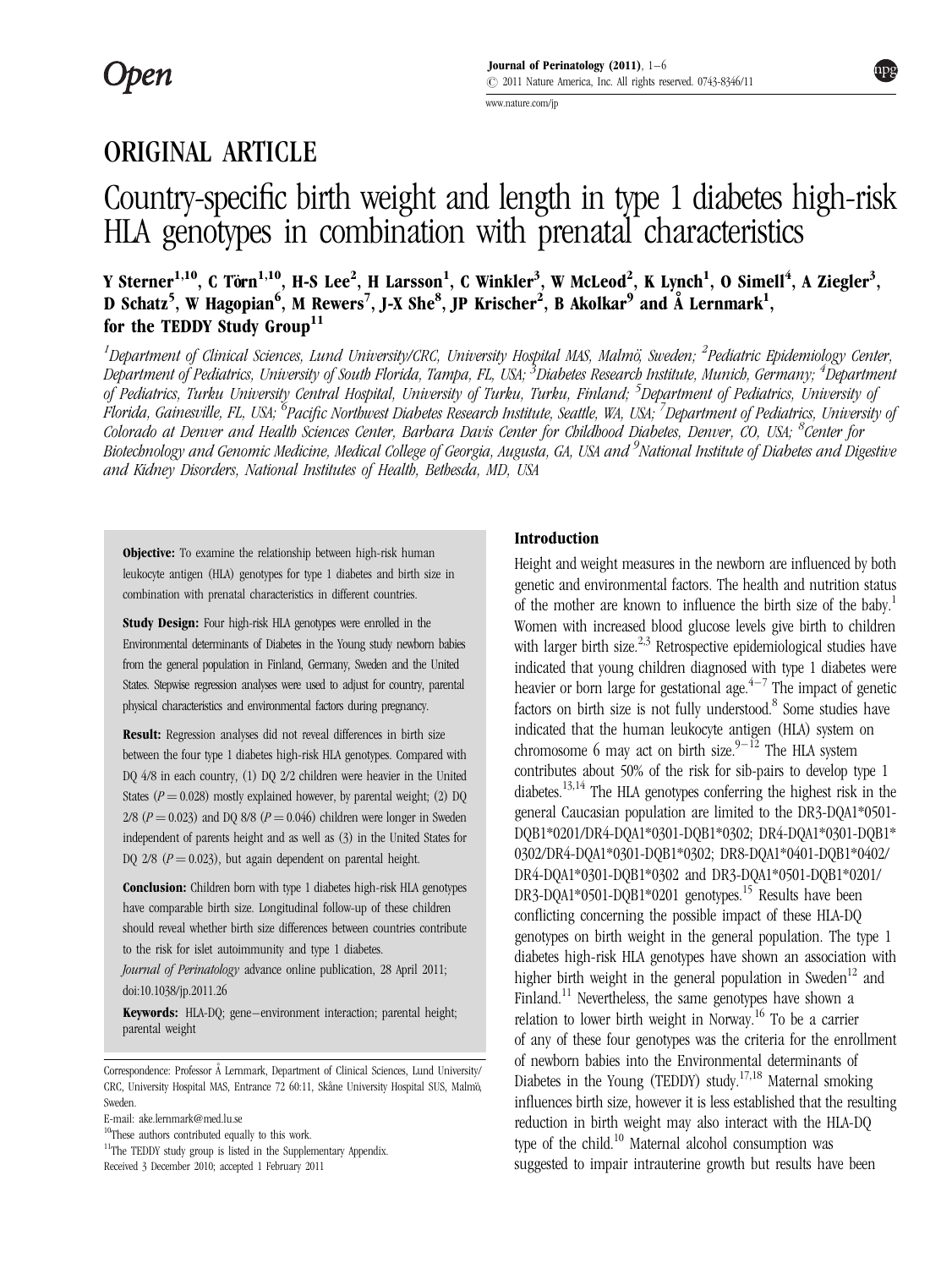Open

ORIGINAL ARTICLE

# Country-specific birth weight and length in type 1 diabetes high-risk HLA genotypes in combination with prenatal characteristics

**Y Sterner[1,10], C Törn[1,10], H-S Lee[2], H Larsson[1], C Winkler[3], W McLeod[2], K Lynch[1], O Simell[4], A Ziegler[3], D Schatz[5], W Hagopian[6], M Rewers[7], J-X She[8], JP Krischer[2], B Akolkar[9] and Å Lernmark[1], for the TEDDY Study Group[11]**

*[1]Department of Clinical Sciences, Lund University/CRC, University Hospital MAS, Malmö, Sweden; [2]Pediatric Epidemiology Center, Department of Pediatrics, University of South Florida, Tampa, FL, USA; [3]Diabetes Research Institute, Munich, Germany; [4]Department of Pediatrics, Turku University Central Hospital, University of Turku, Turku, Finland; [5]Department of Pediatrics, University of Florida, Gainesville, FL, USA; [6]Pacific Northwest Diabetes Research Institute, Seattle, WA, USA; [7]Department of Pediatrics, University of Colorado at Denver and Health Sciences Center, Barbara Davis Center for Childhood Diabetes, Denver, CO, USA; [8]Center for Biotechnology and Genomic Medicine, Medical College of Georgia, Augusta, GA, USA and [9]National Institute of Diabetes and Digestive and Kidney Disorders, National Institutes of Health, Bethesda, MD, USA*

**Objective:** To examine the relationship between high-risk human leukocyte antigen (HLA) genotypes for type 1 diabetes and birth size in combination with prenatal characteristics in different countries.

**Study Design:** Four high-risk HLA genotypes were enrolled in the Environmental determinants of Diabetes in the Young study newborn babies from the general population in Finland, Germany, Sweden and the United States. Stepwise regression analyses were used to adjust for country, parental physical characteristics and environmental factors during pregnancy.

**Result:** Regression analyses did not reveal differences in birth size between the four type 1 diabetes high-risk HLA genotypes. Compared with DQ 4/8 in each country, (1) DQ 2/2 children were heavier in the United States ($P = 0.028$) mostly explained however, by parental weight; (2) DQ 2/8 ($P = 0.023$) and DQ 8/8 ($P = 0.046$) children were longer in Sweden independent of parents height and as well as (3) in the United States for DQ 2/8 ($P = 0.023$), but again dependent on parental height.

**Conclusion:** Children born with type 1 diabetes high-risk HLA genotypes have comparable birth size. Longitudinal follow-up of these children should reveal whether birth size differences between countries contribute to the risk for islet autoimmunity and type 1 diabetes.

*Journal of Perinatology* advance online publication, 28 April 2011; doi:10.1038/jp.2011.26

**Keywords:** HLA-DQ; gene–environment interaction; parental height; parental weight

Correspondence: Professor Å Lernmark, Department of Clinical Sciences, Lund University/CRC, University Hospital MAS, Entrance 72 60:11, Skåne University Hospital SUS, Malmö, Sweden.

E-mail: ake.lernmark@med.lu.se

[10]These authors contributed equally to this work.

[11]The TEDDY study group is listed in the Supplementary Appendix.

Received 3 December 2010; accepted 1 February 2011

## Introduction

Height and weight measures in the newborn are influenced by both genetic and environmental factors. The health and nutrition status of the mother are known to influence the birth size of the baby.[1] Women with increased blood glucose levels give birth to children with larger birth size.[2,3] Retrospective epidemiological studies have indicated that young children diagnosed with type 1 diabetes were heavier or born large for gestational age.[4–7] The impact of genetic factors on birth size is not fully understood.[8] Some studies have indicated that the human leukocyte antigen (HLA) system on chromosome 6 may act on birth size.[9–12] The HLA system contributes about 50% of the risk for sib-pairs to develop type 1 diabetes.[13,14] The HLA genotypes conferring the highest risk in the general Caucasian population are limited to the DR3-DQA1*0501-DQB1*0201/DR4-DQA1*0301-DQB1*0302; DR4-DQA1*0301-DQB1*0302/DR4-DQA1*0301-DQB1*0302; DR8-DQA1*0401-DQB1*0402/DR4-DQA1*0301-DQB1*0302 and DR3-DQA1*0501-DQB1*0201/DR3-DQA1*0501-DQB1*0201 genotypes.[15] Results have been conflicting concerning the possible impact of these HLA-DQ genotypes on birth weight in the general population. The type 1 diabetes high-risk HLA genotypes have shown an association with higher birth weight in the general population in Sweden[12] and Finland.[11] Nevertheless, the same genotypes have shown a relation to lower birth weight in Norway.[16] To be a carrier of any of these four genotypes was the criteria for the enrollment of newborn babies into the Environmental determinants of Diabetes in the Young (TEDDY) study.[17,18] Maternal smoking influences birth size, however it is less established that the resulting reduction in birth weight may also interact with the HLA-DQ type of the child.[10] Maternal alcohol consumption was suggested to impair intrauterine growth but results have been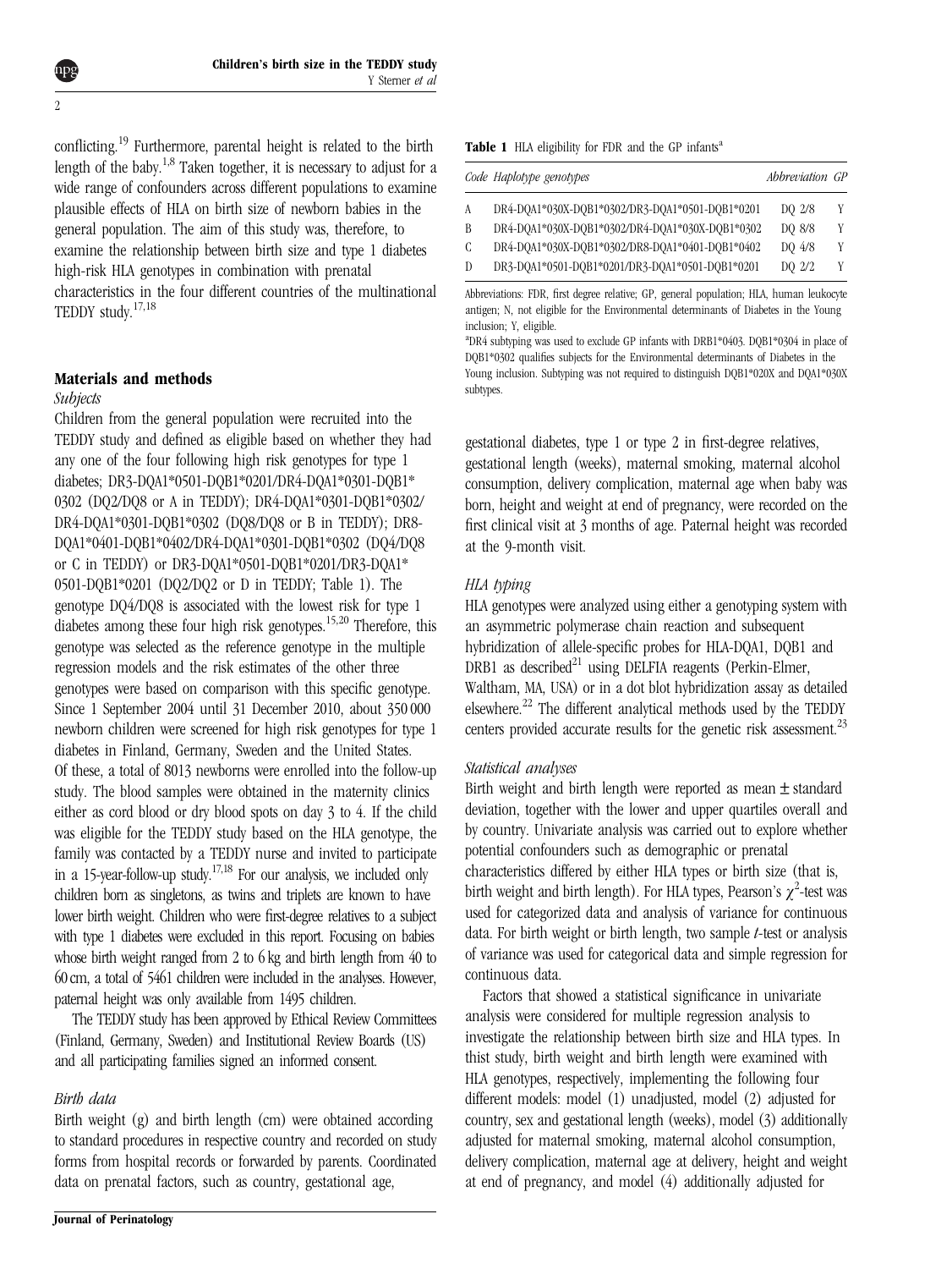conflicting.[19] Furthermore, parental height is related to the birth length of the baby.[1,8] Taken together, it is necessary to adjust for a wide range of confounders across different populations to examine plausible effects of HLA on birth size of newborn babies in the general population. The aim of this study was, therefore, to examine the relationship between birth size and type 1 diabetes high-risk HLA genotypes in combination with prenatal characteristics in the four different countries of the multinational TEDDY study.[17,18]

## Materials and methods

### Subjects

Children from the general population were recruited into the TEDDY study and defined as eligible based on whether they had any one of the four following high risk genotypes for type 1 diabetes; DR3-DQA1*0501-DQB1*0201/DR4-DQA1*0301-DQB1*0302 (DQ2/DQ8 or A in TEDDY); DR4-DQA1*0301-DQB1*0302/DR4-DQA1*0301-DQB1*0302 (DQ8/DQ8 or B in TEDDY); DR8-DQA1*0401-DQB1*0402/DR4-DQA1*0301-DQB1*0302 (DQ4/DQ8 or C in TEDDY) or DR3-DQA1*0501-DQB1*0201/DR3-DQA1*0501-DQB1*0201 (DQ2/DQ2 or D in TEDDY; Table 1). The genotype DQ4/DQ8 is associated with the lowest risk for type 1 diabetes among these four high risk genotypes.[15,20] Therefore, this genotype was selected as the reference genotype in the multiple regression models and the risk estimates of the other three genotypes were based on comparison with this specific genotype. Since 1 September 2004 until 31 December 2010, about 350 000 newborn children were screened for high risk genotypes for type 1 diabetes in Finland, Germany, Sweden and the United States. Of these, a total of 8013 newborns were enrolled into the follow-up study. The blood samples were obtained in the maternity clinics either as cord blood or dry blood spots on day 3 to 4. If the child was eligible for the TEDDY study based on the HLA genotype, the family was contacted by a TEDDY nurse and invited to participate in a 15-year-follow-up study.[17,18] For our analysis, we included only children born as singletons, as twins and triplets are known to have lower birth weight. Children who were first-degree relatives to a subject with type 1 diabetes were excluded in this report. Focusing on babies whose birth weight ranged from 2 to 6 kg and birth length from 40 to 60 cm, a total of 5461 children were included in the analyses. However, paternal height was only available from 1495 children.

The TEDDY study has been approved by Ethical Review Committees (Finland, Germany, Sweden) and Institutional Review Boards (US) and all participating families signed an informed consent.

### Birth data

Birth weight (g) and birth length (cm) were obtained according to standard procedures in respective country and recorded on study forms from hospital records or forwarded by parents. Coordinated data on prenatal factors, such as country, gestational age, gestational diabetes, type 1 or type 2 in first-degree relatives, gestational length (weeks), maternal smoking, maternal alcohol consumption, delivery complication, maternal age when baby was born, height and weight at end of pregnancy, were recorded on the first clinical visit at 3 months of age. Paternal height was recorded at the 9-month visit.

**Table 1** HLA eligibility for FDR and the GP infants[a]

| Code | Haplotype genotypes | Abbreviation | GP |
|---|---|---|---|
| A | DR4-DQA1*030X-DQB1*0302/DR3-DQA1*0501-DQB1*0201 | DQ 2/8 | Y |
| B | DR4-DQA1*030X-DQB1*0302/DR4-DQA1*030X-DQB1*0302 | DQ 8/8 | Y |
| C | DR4-DQA1*030X-DQB1*0302/DR8-DQA1*0401-DQB1*0402 | DQ 4/8 | Y |
| D | DR3-DQA1*0501-DQB1*0201/DR3-DQA1*0501-DQB1*0201 | DQ 2/2 | Y |

Abbreviations: FDR, first degree relative; GP, general population; HLA, human leukocyte antigen; N, not eligible for the Environmental determinants of Diabetes in the Young inclusion; Y, eligible.

[a]DR4 subtyping was used to exclude GP infants with DRB1*0403. DQB1*0304 in place of DQB1*0302 qualifies subjects for the Environmental determinants of Diabetes in the Young inclusion. Subtyping was not required to distinguish DQB1*020X and DQA1*030X subtypes.

### HLA typing

HLA genotypes were analyzed using either a genotyping system with an asymmetric polymerase chain reaction and subsequent hybridization of allele-specific probes for HLA-DQA1, DQB1 and DRB1 as described[21] using DELFIA reagents (Perkin-Elmer, Waltham, MA, USA) or in a dot blot hybridization assay as detailed elsewhere.[22] The different analytical methods used by the TEDDY centers provided accurate results for the genetic risk assessment.[23]

### Statistical analyses

Birth weight and birth length were reported as mean ± standard deviation, together with the lower and upper quartiles overall and by country. Univariate analysis was carried out to explore whether potential confounders such as demographic or prenatal characteristics differed by either HLA types or birth size (that is, birth weight and birth length). For HLA types, Pearson's $\chi^2$-test was used for categorized data and analysis of variance for continuous data. For birth weight or birth length, two sample $t$-test or analysis of variance was used for categorical data and simple regression for continuous data.

Factors that showed a statistical significance in univariate analysis were considered for multiple regression analysis to investigate the relationship between birth size and HLA types. In thist study, birth weight and birth length were examined with HLA genotypes, respectively, implementing the following four different models: model (1) unadjusted, model (2) adjusted for country, sex and gestational length (weeks), model (3) additionally adjusted for maternal smoking, maternal alcohol consumption, delivery complication, maternal age at delivery, height and weight at end of pregnancy, and model (4) additionally adjusted for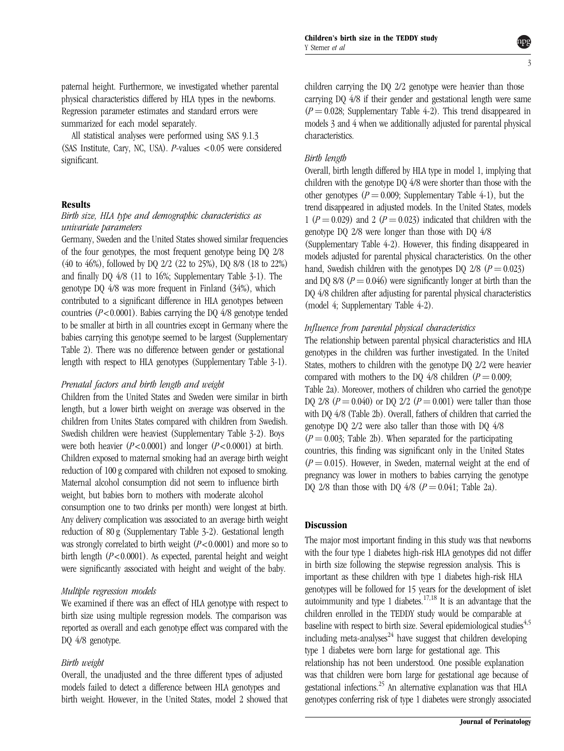paternal height. Furthermore, we investigated whether parental physical characteristics differed by HLA types in the newborns. Regression parameter estimates and standard errors were summarized for each model separately.

All statistical analyses were performed using SAS 9.1.3 (SAS Institute, Cary, NC, USA). *P*-values $<0.05$ were considered significant.

## Results

### *Birth size, HLA type and demographic characteristics as univariate parameters*

Germany, Sweden and the United States showed similar frequencies of the four genotypes, the most frequent genotype being DQ 2/8 (40 to 46%), followed by DQ 2/2 (22 to 25%), DQ 8/8 (18 to 22%) and finally DQ 4/8 (11 to 16%; Supplementary Table 3-1). The genotype DQ 4/8 was more frequent in Finland (34%), which contributed to a significant difference in HLA genotypes between countries ($P<0.0001$). Babies carrying the DQ 4/8 genotype tended to be smaller at birth in all countries except in Germany where the babies carrying this genotype seemed to be largest (Supplementary Table 2). There was no difference between gender or gestational length with respect to HLA genotypes (Supplementary Table 3-1).

### *Prenatal factors and birth length and weight*

Children from the United States and Sweden were similar in birth length, but a lower birth weight on average was observed in the children from Unites States compared with children from Swedish. Swedish children were heaviest (Supplementary Table 3-2). Boys were both heavier ($P<0.0001$) and longer ($P<0.0001$) at birth. Children exposed to maternal smoking had an average birth weight reduction of 100 g compared with children not exposed to smoking. Maternal alcohol consumption did not seem to influence birth weight, but babies born to mothers with moderate alcohol consumption one to two drinks per month) were longest at birth. Any delivery complication was associated to an average birth weight reduction of 80 g (Supplementary Table 3-2). Gestational length was strongly correlated to birth weight ($P<0.0001$) and more so to birth length ($P<0.0001$). As expected, parental height and weight were significantly associated with height and weight of the baby.

### *Multiple regression models*

We examined if there was an effect of HLA genotype with respect to birth size using multiple regression models. The comparison was reported as overall and each genotype effect was compared with the DQ 4/8 genotype.

### *Birth weight*

Overall, the unadjusted and the three different types of adjusted models failed to detect a difference between HLA genotypes and birth weight. However, in the United States, model 2 showed that children carrying the DQ 2/2 genotype were heavier than those carrying DQ 4/8 if their gender and gestational length were same ($P=0.028$; Supplementary Table 4-2). This trend disappeared in models 3 and 4 when we additionally adjusted for parental physical characteristics.

### *Birth length*

Overall, birth length differed by HLA type in model 1, implying that children with the genotype DQ 4/8 were shorter than those with the other genotypes ($P=0.009$; Supplementary Table 4-1), but the trend disappeared in adjusted models. In the United States, models 1 ($P=0.029$) and 2 ($P=0.023$) indicated that children with the genotype DQ 2/8 were longer than those with DQ 4/8 (Supplementary Table 4-2). However, this finding disappeared in models adjusted for parental physical characteristics. On the other hand, Swedish children with the genotypes DQ 2/8 ($P=0.023$) and DQ 8/8 ($P=0.046$) were significantly longer at birth than the DQ 4/8 children after adjusting for parental physical characteristics (model 4; Supplementary Table 4-2).

### *Influence from parental physical characteristics*

The relationship between parental physical characteristics and HLA genotypes in the children was further investigated. In the United States, mothers to children with the genotype DQ 2/2 were heavier compared with mothers to the DQ 4/8 children ($P=0.009$; Table 2a). Moreover, mothers of children who carried the genotype DQ 2/8 ($P=0.040$) or DQ 2/2 ($P=0.001$) were taller than those with DQ 4/8 (Table 2b). Overall, fathers of children that carried the genotype DQ 2/2 were also taller than those with DQ 4/8 ($P=0.003$; Table 2b). When separated for the participating countries, this finding was significant only in the United States ($P=0.015$). However, in Sweden, maternal weight at the end of pregnancy was lower in mothers to babies carrying the genotype DQ 2/8 than those with DQ 4/8 ($P=0.041$; Table 2a).

## Discussion

The major most important finding in this study was that newborns with the four type 1 diabetes high-risk HLA genotypes did not differ in birth size following the stepwise regression analysis. This is important as these children with type 1 diabetes high-risk HLA genotypes will be followed for 15 years for the development of islet autoimmunity and type 1 diabetes.[17,18] It is an advantage that the children enrolled in the TEDDY study would be comparable at baseline with respect to birth size. Several epidemiological studies[4,5] including meta-analyses[24] have suggest that children developing type 1 diabetes were born large for gestational age. This relationship has not been understood. One possible explanation was that children were born large for gestational age because of gestational infections.[25] An alternative explanation was that HLA genotypes conferring risk of type 1 diabetes were strongly associated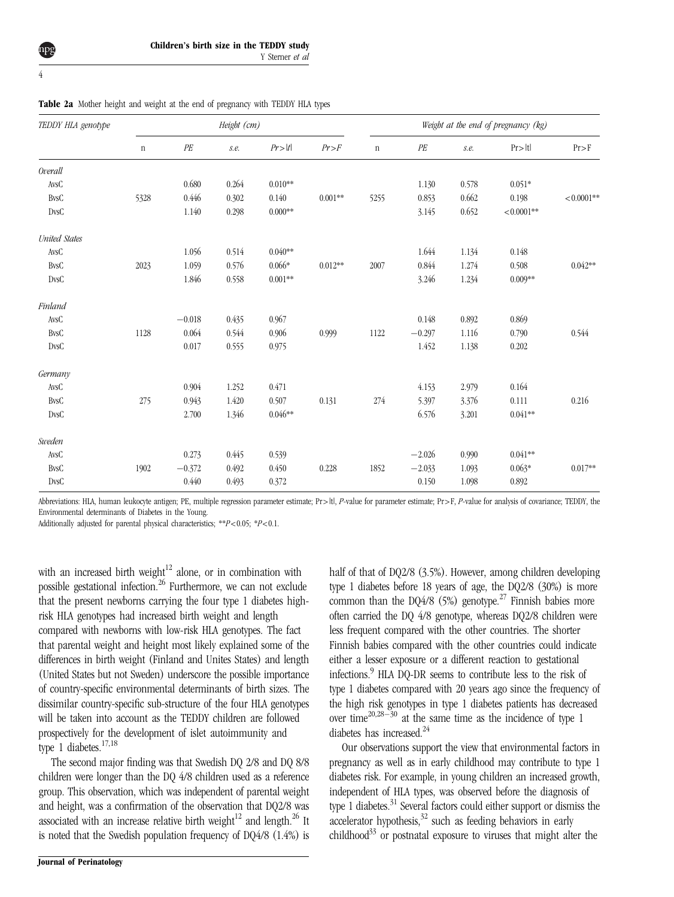**Table 2a** Mother height and weight at the end of pregnancy with TEDDY HLA types

| *TEDDY HLA genotype* | *Height (cm)* | | | | | *Weight at the end of pregnancy (kg)* | | | | |
|---|---|---|---|---|---|---|---|---|---|---|
| | n | *PE* | *s.e.* | *Pr>\|t\|* | *Pr>F* | n | *PE* | *s.e.* | Pr>\|t\| | Pr>F |
| *Overall* | | | | | | | | | | |
| AvsC | | 0.680 | 0.264 | 0.010** | | | 1.130 | 0.578 | 0.051* | |
| BvsC | 5328 | 0.446 | 0.302 | 0.140 | 0.001** | 5255 | 0.853 | 0.662 | 0.198 | <0.0001** |
| DvsC | | 1.140 | 0.298 | 0.000** | | | 3.145 | 0.652 | <0.0001** | |
| *United States* | | | | | | | | | | |
| AvsC | | 1.056 | 0.514 | 0.040** | | | 1.644 | 1.134 | 0.148 | |
| BvsC | 2023 | 1.059 | 0.576 | 0.066* | 0.012** | 2007 | 0.844 | 1.274 | 0.508 | 0.042** |
| DvsC | | 1.846 | 0.558 | 0.001** | | | 3.246 | 1.234 | 0.009** | |
| *Finland* | | | | | | | | | | |
| AvsC | | −0.018 | 0.435 | 0.967 | | | 0.148 | 0.892 | 0.869 | |
| BvsC | 1128 | 0.064 | 0.544 | 0.906 | 0.999 | 1122 | −0.297 | 1.116 | 0.790 | 0.544 |
| DvsC | | 0.017 | 0.555 | 0.975 | | | 1.452 | 1.138 | 0.202 | |
| *Germany* | | | | | | | | | | |
| AvsC | | 0.904 | 1.252 | 0.471 | | | 4.153 | 2.979 | 0.164 | |
| BvsC | 275 | 0.943 | 1.420 | 0.507 | 0.131 | 274 | 5.397 | 3.376 | 0.111 | 0.216 |
| DvsC | | 2.700 | 1.346 | 0.046** | | | 6.576 | 3.201 | 0.041** | |
| *Sweden* | | | | | | | | | | |
| AvsC | | 0.273 | 0.445 | 0.539 | | | −2.026 | 0.990 | 0.041** | |
| BvsC | 1902 | −0.372 | 0.492 | 0.450 | 0.228 | 1852 | −2.033 | 1.093 | 0.063* | 0.017** |
| DvsC | | 0.440 | 0.493 | 0.372 | | | 0.150 | 1.098 | 0.892 | |

Abbreviations: HLA, human leukocyte antigen; PE, multiple regression parameter estimate; Pr>|t|, *P*-value for parameter estimate; Pr>F, *P*-value for analysis of covariance; TEDDY, the Environmental determinants of Diabetes in the Young.
Additionally adjusted for parental physical characteristics; ** $P<0.05$; * $P<0.1$.

with an increased birth weight[12] alone, or in combination with possible gestational infection.[26] Furthermore, we can not exclude that the present newborns carrying the four type 1 diabetes high-risk HLA genotypes had increased birth weight and length compared with newborns with low-risk HLA genotypes. The fact that parental weight and height most likely explained some of the differences in birth weight (Finland and Unites States) and length (United States but not Sweden) underscore the possible importance of country-specific environmental determinants of birth sizes. The dissimilar country-specific sub-structure of the four HLA genotypes will be taken into account as the TEDDY children are followed prospectively for the development of islet autoimmunity and type 1 diabetes.[17,18]

The second major finding was that Swedish DQ 2/8 and DQ 8/8 children were longer than the DQ 4/8 children used as a reference group. This observation, which was independent of parental weight and height, was a confirmation of the observation that DQ2/8 was associated with an increase relative birth weight[12] and length.[26] It is noted that the Swedish population frequency of DQ4/8 (1.4%) is half of that of DQ2/8 (3.5%). However, among children developing type 1 diabetes before 18 years of age, the DQ2/8 (30%) is more common than the DQ4/8 (5%) genotype.[27] Finnish babies more often carried the DQ 4/8 genotype, whereas DQ2/8 children were less frequent compared with the other countries. The shorter Finnish babies compared with the other countries could indicate either a lesser exposure or a different reaction to gestational infections.[9] HLA DQ-DR seems to contribute less to the risk of type 1 diabetes compared with 20 years ago since the frequency of the high risk genotypes in type 1 diabetes patients has decreased over time[20,28–30] at the same time as the incidence of type 1 diabetes has increased.[24]

Our observations support the view that environmental factors in pregnancy as well as in early childhood may contribute to type 1 diabetes risk. For example, in young children an increased growth, independent of HLA types, was observed before the diagnosis of type 1 diabetes.[31] Several factors could either support or dismiss the accelerator hypothesis,[32] such as feeding behaviors in early childhood[33] or postnatal exposure to viruses that might alter the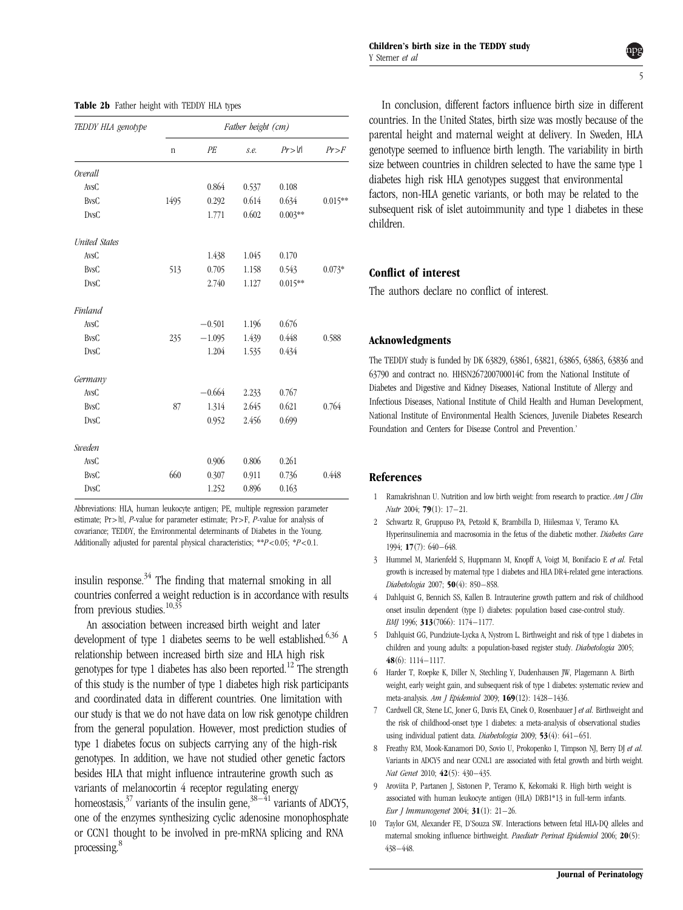**Table 2b** Father height with TEDDY HLA types

| *TEDDY HLA genotype* | *Father height (cm)* | | | | |
|---|---|---|---|---|---|
| | n | *PE* | *s.e.* | *Pr>\|t\|* | *Pr>F* |
| *Overall* | | | | | |
| AvsC | | 0.864 | 0.537 | 0.108 | |
| BvsC | 1495 | 0.292 | 0.614 | 0.634 | 0.015** |
| DvsC | | 1.771 | 0.602 | 0.003** | |
| *United States* | | | | | |
| AvsC | | 1.438 | 1.045 | 0.170 | |
| BvsC | 513 | 0.705 | 1.158 | 0.543 | 0.073* |
| DvsC | | 2.740 | 1.127 | 0.015** | |
| *Finland* | | | | | |
| AvsC | | −0.501 | 1.196 | 0.676 | |
| BvsC | 235 | −1.095 | 1.439 | 0.448 | 0.588 |
| DvsC | | 1.204 | 1.535 | 0.434 | |
| *Germany* | | | | | |
| AvsC | | −0.664 | 2.233 | 0.767 | |
| BvsC | 87 | 1.314 | 2.645 | 0.621 | 0.764 |
| DvsC | | 0.952 | 2.456 | 0.699 | |
| *Sweden* | | | | | |
| AvsC | | 0.906 | 0.806 | 0.261 | |
| BvsC | 660 | 0.307 | 0.911 | 0.736 | 0.448 |
| DvsC | | 1.252 | 0.896 | 0.163 | |

Abbreviations: HLA, human leukocyte antigen; PE, multiple regression parameter estimate; Pr>|t|, *P*-value for parameter estimate; Pr>F, *P*-value for analysis of covariance; TEDDY, the Environmental determinants of Diabetes in the Young. Additionally adjusted for parental physical characteristics; $^{**}P<0.05$; $^{*}P<0.1$.

insulin response.[34] The finding that maternal smoking in all countries conferred a weight reduction is in accordance with results from previous studies.[10,35]

An association between increased birth weight and later development of type 1 diabetes seems to be well established.[6,36] A relationship between increased birth size and HLA high risk genotypes for type 1 diabetes has also been reported.[12] The strength of this study is the number of type 1 diabetes high risk participants and coordinated data in different countries. One limitation with our study is that we do not have data on low risk genotype children from the general population. However, most prediction studies of type 1 diabetes focus on subjects carrying any of the high-risk genotypes. In addition, we have not studied other genetic factors besides HLA that might influence intrauterine growth such as variants of melanocortin 4 receptor regulating energy homeostasis,[37] variants of the insulin gene,[38–41] variants of ADCY5, one of the enzymes synthesizing cyclic adenosine monophosphate or CCN1 thought to be involved in pre-mRNA splicing and RNA processing.[8]

In conclusion, different factors influence birth size in different countries. In the United States, birth size was mostly because of the parental height and maternal weight at delivery. In Sweden, HLA genotype seemed to influence birth length. The variability in birth size between countries in children selected to have the same type 1 diabetes high risk HLA genotypes suggest that environmental factors, non-HLA genetic variants, or both may be related to the subsequent risk of islet autoimmunity and type 1 diabetes in these children.

## Conflict of interest

The authors declare no conflict of interest.

## Acknowledgments

The TEDDY study is funded by DK 63829, 63861, 63821, 63865, 63863, 63836 and 63790 and contract no. HHSN267200700014C from the National Institute of Diabetes and Digestive and Kidney Diseases, National Institute of Allergy and Infectious Diseases, National Institute of Child Health and Human Development, National Institute of Environmental Health Sciences, Juvenile Diabetes Research Foundation and Centers for Disease Control and Prevention.'

## References

1. Ramakrishnan U. Nutrition and low birth weight: from research to practice. *Am J Clin Nutr* 2004; **79**(1): 17–21.
2. Schwartz R, Gruppuso PA, Petzold K, Brambilla D, Hiilesmaa V, Teramo KA. Hyperinsulinemia and macrosomia in the fetus of the diabetic mother. *Diabetes Care* 1994; **17**(7): 640–648.
3. Hummel M, Marienfeld S, Huppmann M, Knopff A, Voigt M, Bonifacio E *et al.* Fetal growth is increased by maternal type 1 diabetes and HLA DR4-related gene interactions. *Diabetologia* 2007; **50**(4): 850–858.
4. Dahlquist G, Bennich SS, Kallen B. Intrauterine growth pattern and risk of childhood onset insulin dependent (type I) diabetes: population based case-control study. *BMJ* 1996; **313**(7066): 1174–1177.
5. Dahlquist GG, Pundziute-Lycka A, Nystrom L. Birthweight and risk of type 1 diabetes in children and young adults: a population-based register study. *Diabetologia* 2005; **48**(6): 1114–1117.
6. Harder T, Roepke K, Diller N, Stechling Y, Dudenhausen JW, Plagemann A. Birth weight, early weight gain, and subsequent risk of type 1 diabetes: systematic review and meta-analysis. *Am J Epidemiol* 2009; **169**(12): 1428–1436.
7. Cardwell CR, Stene LC, Joner G, Davis EA, Cinek O, Rosenbauer J *et al.* Birthweight and the risk of childhood-onset type 1 diabetes: a meta-analysis of observational studies using individual patient data. *Diabetologia* 2009; **53**(4): 641–651.
8. Freathy RM, Mook-Kanamori DO, Sovio U, Prokopenko I, Timpson NJ, Berry DJ *et al.* Variants in ADCY5 and near CCNL1 are associated with fetal growth and birth weight. *Nat Genet* 2010; **42**(5): 430–435.
9. Aroviita P, Partanen J, Sistonen P, Teramo K, Kekomaki R. High birth weight is associated with human leukocyte antigen (HLA) DRB1*13 in full-term infants. *Eur J Immunogenet* 2004; **31**(1): 21–26.
10. Taylor GM, Alexander FE, D'Souza SW. Interactions between fetal HLA-DQ alleles and maternal smoking influence birthweight. *Paediatr Perinat Epidemiol* 2006; **20**(5): 438–448.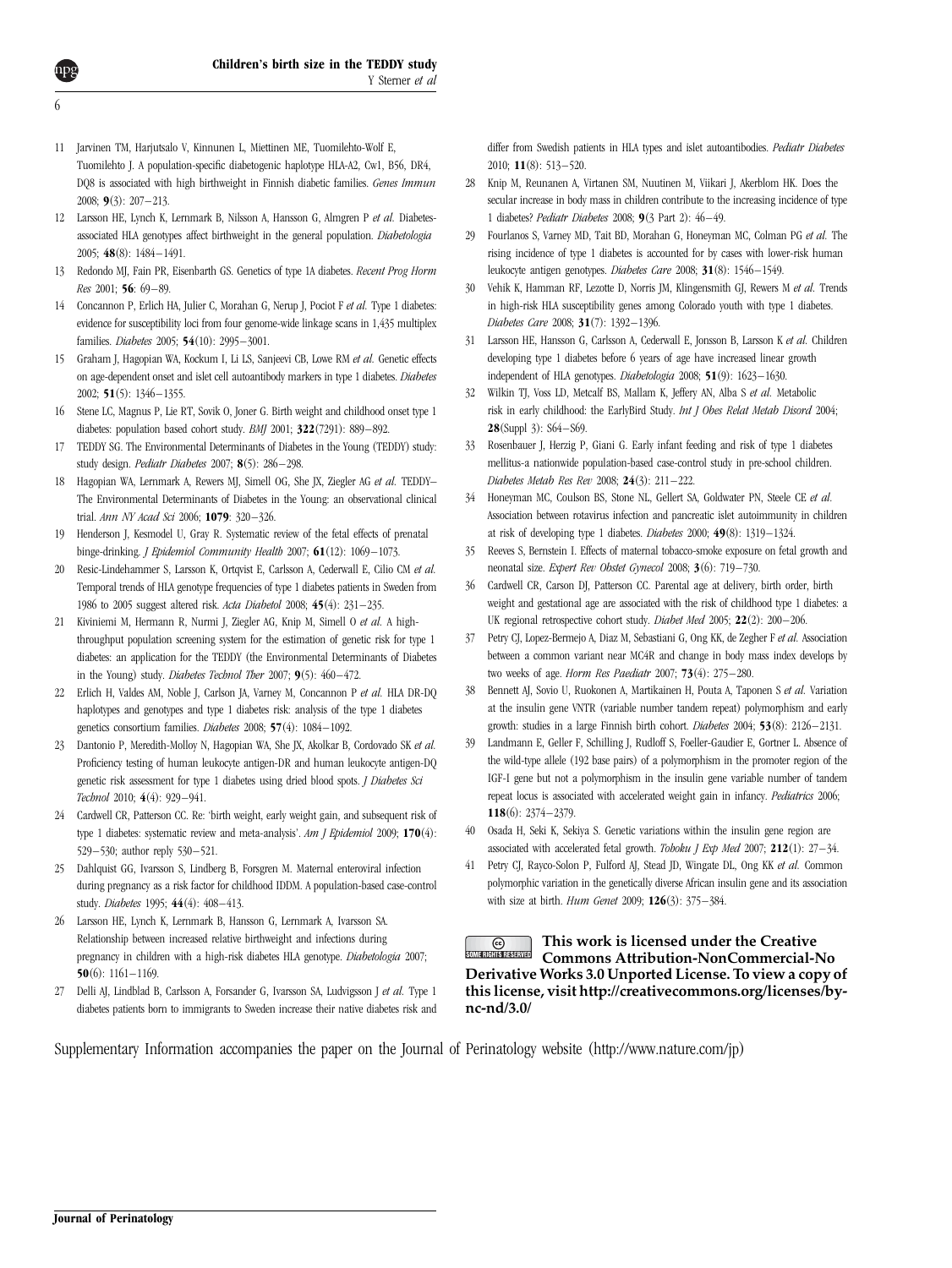11 Jarvinen TM, Harjutsalo V, Kinnunen L, Miettinen ME, Tuomilehto-Wolf E, Tuomilehto J. A population-specific diabetogenic haplotype HLA-A2, Cw1, B56, DR4, DQ8 is associated with high birthweight in Finnish diabetic families. *Genes Immun* 2008; **9**(3): 207–213.

12 Larsson HE, Lynch K, Lernmark B, Nilsson A, Hansson G, Almgren P *et al.* Diabetes-associated HLA genotypes affect birthweight in the general population. *Diabetologia* 2005; **48**(8): 1484–1491.

13 Redondo MJ, Fain PR, Eisenbarth GS. Genetics of type 1A diabetes. *Recent Prog Horm Res* 2001; **56**: 69–89.

14 Concannon P, Erlich HA, Julier C, Morahan G, Nerup J, Pociot F *et al.* Type 1 diabetes: evidence for susceptibility loci from four genome-wide linkage scans in 1,435 multiplex families. *Diabetes* 2005; **54**(10): 2995–3001.

15 Graham J, Hagopian WA, Kockum I, Li LS, Sanjeevi CB, Lowe RM *et al.* Genetic effects on age-dependent onset and islet cell autoantibody markers in type 1 diabetes. *Diabetes* 2002; **51**(5): 1346–1355.

16 Stene LC, Magnus P, Lie RT, Sovik O, Joner G. Birth weight and childhood onset type 1 diabetes: population based cohort study. *BMJ* 2001; **322**(7291): 889–892.

17 TEDDY SG. The Environmental Determinants of Diabetes in the Young (TEDDY) study: study design. *Pediatr Diabetes* 2007; **8**(5): 286–298.

18 Hagopian WA, Lernmark A, Rewers MJ, Simell OG, She JX, Ziegler AG *et al.* TEDDY– The Environmental Determinants of Diabetes in the Young: an observational clinical trial. *Ann NY Acad Sci* 2006; **1079**: 320–326.

19 Henderson J, Kesmodel U, Gray R. Systematic review of the fetal effects of prenatal binge-drinking. *J Epidemiol Community Health* 2007; **61**(12): 1069–1073.

20 Resic-Lindehammer S, Larsson K, Ortqvist E, Carlsson A, Cederwall E, Cilio CM *et al.* Temporal trends of HLA genotype frequencies of type 1 diabetes patients in Sweden from 1986 to 2005 suggest altered risk. *Acta Diabetol* 2008; **45**(4): 231–235.

21 Kiviniemi M, Hermann R, Nurmi J, Ziegler AG, Knip M, Simell O *et al.* A high-throughput population screening system for the estimation of genetic risk for type 1 diabetes: an application for the TEDDY (the Environmental Determinants of Diabetes in the Young) study. *Diabetes Technol Ther* 2007; **9**(5): 460–472.

22 Erlich H, Valdes AM, Noble J, Carlson JA, Varney M, Concannon P *et al.* HLA DR-DQ haplotypes and genotypes and type 1 diabetes risk: analysis of the type 1 diabetes genetics consortium families. *Diabetes* 2008; **57**(4): 1084–1092.

23 Dantonio P, Meredith-Molloy N, Hagopian WA, She JX, Akolkar B, Cordovado SK *et al.* Proficiency testing of human leukocyte antigen-DR and human leukocyte antigen-DQ genetic risk assessment for type 1 diabetes using dried blood spots. *J Diabetes Sci Technol* 2010; **4**(4): 929–941.

24 Cardwell CR, Patterson CC. Re: 'birth weight, early weight gain, and subsequent risk of type 1 diabetes: systematic review and meta-analysis'. *Am J Epidemiol* 2009; **170**(4): 529–530; author reply 530–521.

25 Dahlquist GG, Ivarsson S, Lindberg B, Forsgren M. Maternal enteroviral infection during pregnancy as a risk factor for childhood IDDM. A population-based case-control study. *Diabetes* 1995; **44**(4): 408–413.

26 Larsson HE, Lynch K, Lernmark B, Hansson G, Lernmark A, Ivarsson SA. Relationship between increased relative birthweight and infections during pregnancy in children with a high-risk diabetes HLA genotype. *Diabetologia* 2007; **50**(6): 1161–1169.

27 Delli AJ, Lindblad B, Carlsson A, Forsander G, Ivarsson SA, Ludvigsson J *et al.* Type 1 diabetes patients born to immigrants to Sweden increase their native diabetes risk and differ from Swedish patients in HLA types and islet autoantibodies. *Pediatr Diabetes* 2010; **11**(8): 513–520.

28 Knip M, Reunanen A, Virtanen SM, Nuutinen M, Viikari J, Akerblom HK. Does the secular increase in body mass in children contribute to the increasing incidence of type 1 diabetes? *Pediatr Diabetes* 2008; **9**(3 Part 2): 46–49.

29 Fourlanos S, Varney MD, Tait BD, Morahan G, Honeyman MC, Colman PG *et al.* The rising incidence of type 1 diabetes is accounted for by cases with lower-risk human leukocyte antigen genotypes. *Diabetes Care* 2008; **31**(8): 1546–1549.

30 Vehik K, Hamman RF, Lezotte D, Norris JM, Klingensmith GJ, Rewers M *et al.* Trends in high-risk HLA susceptibility genes among Colorado youth with type 1 diabetes. *Diabetes Care* 2008; **31**(7): 1392–1396.

31 Larsson HE, Hansson G, Carlsson A, Cederwall E, Jonsson B, Larsson K *et al.* Children developing type 1 diabetes before 6 years of age have increased linear growth independent of HLA genotypes. *Diabetologia* 2008; **51**(9): 1623–1630.

32 Wilkin TJ, Voss LD, Metcalf BS, Mallam K, Jeffery AN, Alba S *et al.* Metabolic risk in early childhood: the EarlyBird Study. *Int J Obes Relat Metab Disord* 2004; **28**(Suppl 3): S64–S69.

33 Rosenbauer J, Herzig P, Giani G. Early infant feeding and risk of type 1 diabetes mellitus-a nationwide population-based case-control study in pre-school children. *Diabetes Metab Res Rev* 2008; **24**(3): 211–222.

34 Honeyman MC, Coulson BS, Stone NL, Gellert SA, Goldwater PN, Steele CE *et al.* Association between rotavirus infection and pancreatic islet autoimmunity in children at risk of developing type 1 diabetes. *Diabetes* 2000; **49**(8): 1319–1324.

35 Reeves S, Bernstein I. Effects of maternal tobacco-smoke exposure on fetal growth and neonatal size. *Expert Rev Obstet Gynecol* 2008; **3**(6): 719–730.

36 Cardwell CR, Carson DJ, Patterson CC. Parental age at delivery, birth order, birth weight and gestational age are associated with the risk of childhood type 1 diabetes: a UK regional retrospective cohort study. *Diabet Med* 2005; **22**(2): 200–206.

37 Petry CJ, Lopez-Bermejo A, Diaz M, Sebastiani G, Ong KK, de Zegher F *et al.* Association between a common variant near MC4R and change in body mass index develops by two weeks of age. *Horm Res Paediatr* 2007; **73**(4): 275–280.

38 Bennett AJ, Sovio U, Ruokonen A, Martikainen H, Pouta A, Taponen S *et al.* Variation at the insulin gene VNTR (variable number tandem repeat) polymorphism and early growth: studies in a large Finnish birth cohort. *Diabetes* 2004; **53**(8): 2126–2131.

39 Landmann E, Geller F, Schilling J, Rudloff S, Foeller-Gaudier E, Gortner L. Absence of the wild-type allele (192 base pairs) of a polymorphism in the promoter region of the IGF-I gene but not a polymorphism in the insulin gene variable number of tandem repeat locus is associated with accelerated weight gain in infancy. *Pediatrics* 2006; **118**(6): 2374–2379.

40 Osada H, Seki K, Sekiya S. Genetic variations within the insulin gene region are associated with accelerated fetal growth. *Tohoku J Exp Med* 2007; **212**(1): 27–34.

41 Petry CJ, Rayco-Solon P, Fulford AJ, Stead JD, Wingate DL, Ong KK *et al.* Common polymorphic variation in the genetically diverse African insulin gene and its association with size at birth. *Hum Genet* 2009; **126**(3): 375–384.

**This work is licensed under the Creative Commons Attribution-NonCommercial-No Derivative Works 3.0 Unported License. To view a copy of this license, visit http://creativecommons.org/licenses/by-nc-nd/3.0/**

Supplementary Information accompanies the paper on the Journal of Perinatology website (http://www.nature.com/jp)